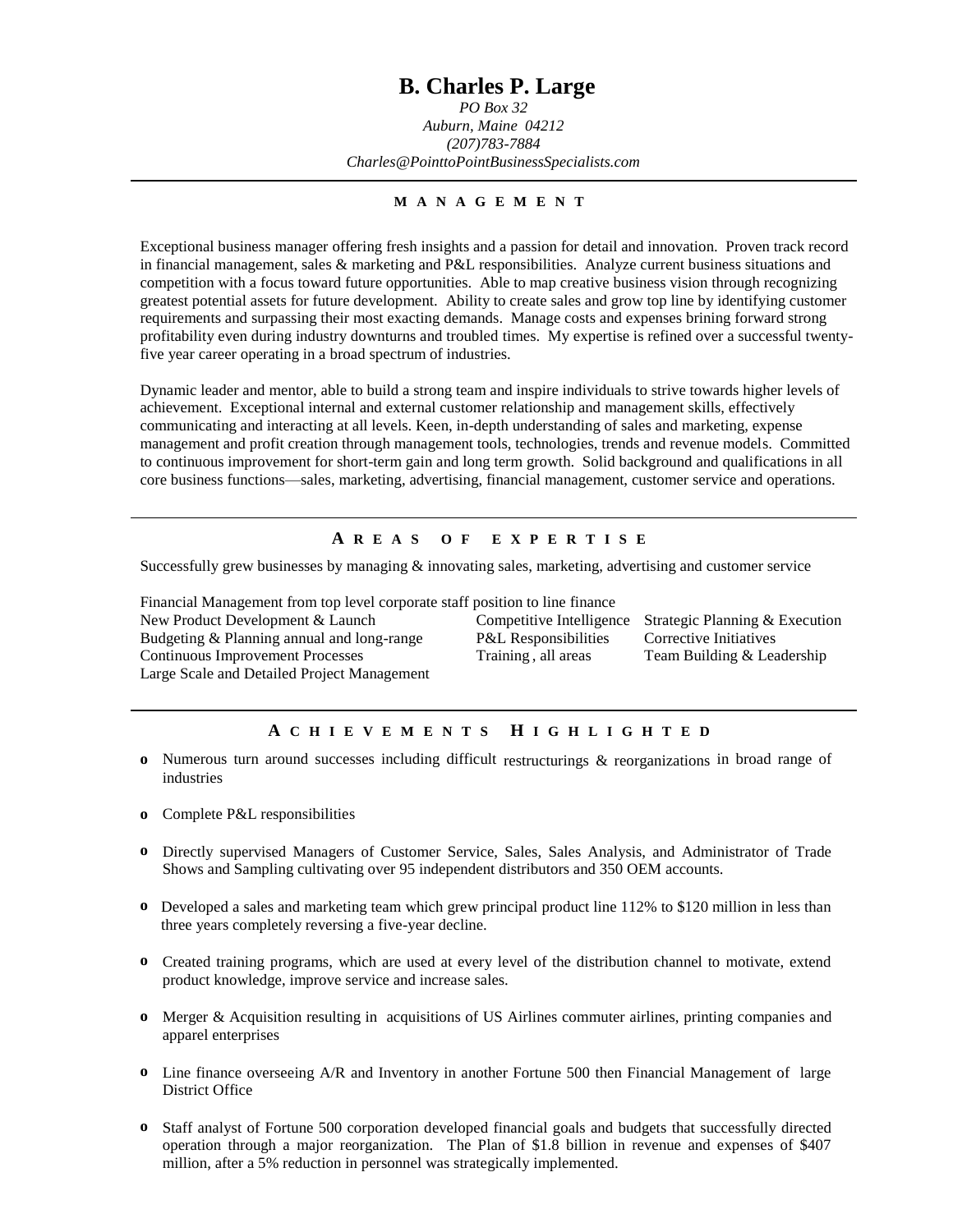# B. Charles P. Large

*PO Box 32*
*Auburn, Maine 04212*
*(207)783-7884*
*Charles@PointtoPointBusinessSpecialists.com*

---

## MANAGEMENT

Exceptional business manager offering fresh insights and a passion for detail and innovation. Proven track record in financial management, sales & marketing and P&L responsibilities. Analyze current business situations and competition with a focus toward future opportunities. Able to map creative business vision through recognizing greatest potential assets for future development. Ability to create sales and grow top line by identifying customer requirements and surpassing their most exacting demands. Manage costs and expenses brining forward strong profitability even during industry downturns and troubled times. My expertise is refined over a successful twenty-five year career operating in a broad spectrum of industries.

Dynamic leader and mentor, able to build a strong team and inspire individuals to strive towards higher levels of achievement. Exceptional internal and external customer relationship and management skills, effectively communicating and interacting at all levels. Keen, in-depth understanding of sales and marketing, expense management and profit creation through management tools, technologies, trends and revenue models. Committed to continuous improvement for short-term gain and long term growth. Solid background and qualifications in all core business functions—sales, marketing, advertising, financial management, customer service and operations.

---

## AREAS OF EXPERTISE

Successfully grew businesses by managing & innovating sales, marketing, advertising and customer service

Financial Management from top level corporate staff position to line finance

- New Product Development & Launch
- Budgeting & Planning annual and long-range
- Continuous Improvement Processes
- Large Scale and Detailed Project Management
- Competitive Intelligence
- P&L Responsibilities
- Training , all areas
- Strategic Planning & Execution
- Corrective Initiatives
- Team Building & Leadership

---

## ACHIEVEMENTS HIGHLIGHTED

- Numerous turn around successes including difficult restructurings & reorganizations in broad range of industries
- Complete P&L responsibilities
- Directly supervised Managers of Customer Service, Sales, Sales Analysis, and Administrator of Trade Shows and Sampling cultivating over 95 independent distributors and 350 OEM accounts.
- Developed a sales and marketing team which grew principal product line 112% to $120 million in less than three years completely reversing a five-year decline.
- Created training programs, which are used at every level of the distribution channel to motivate, extend product knowledge, improve service and increase sales.
- Merger & Acquisition resulting in acquisitions of US Airlines commuter airlines, printing companies and apparel enterprises
- Line finance overseeing A/R and Inventory in another Fortune 500 then Financial Management of large District Office
- Staff analyst of Fortune 500 corporation developed financial goals and budgets that successfully directed operation through a major reorganization. The Plan of $1.8 billion in revenue and expenses of $407 million, after a 5% reduction in personnel was strategically implemented.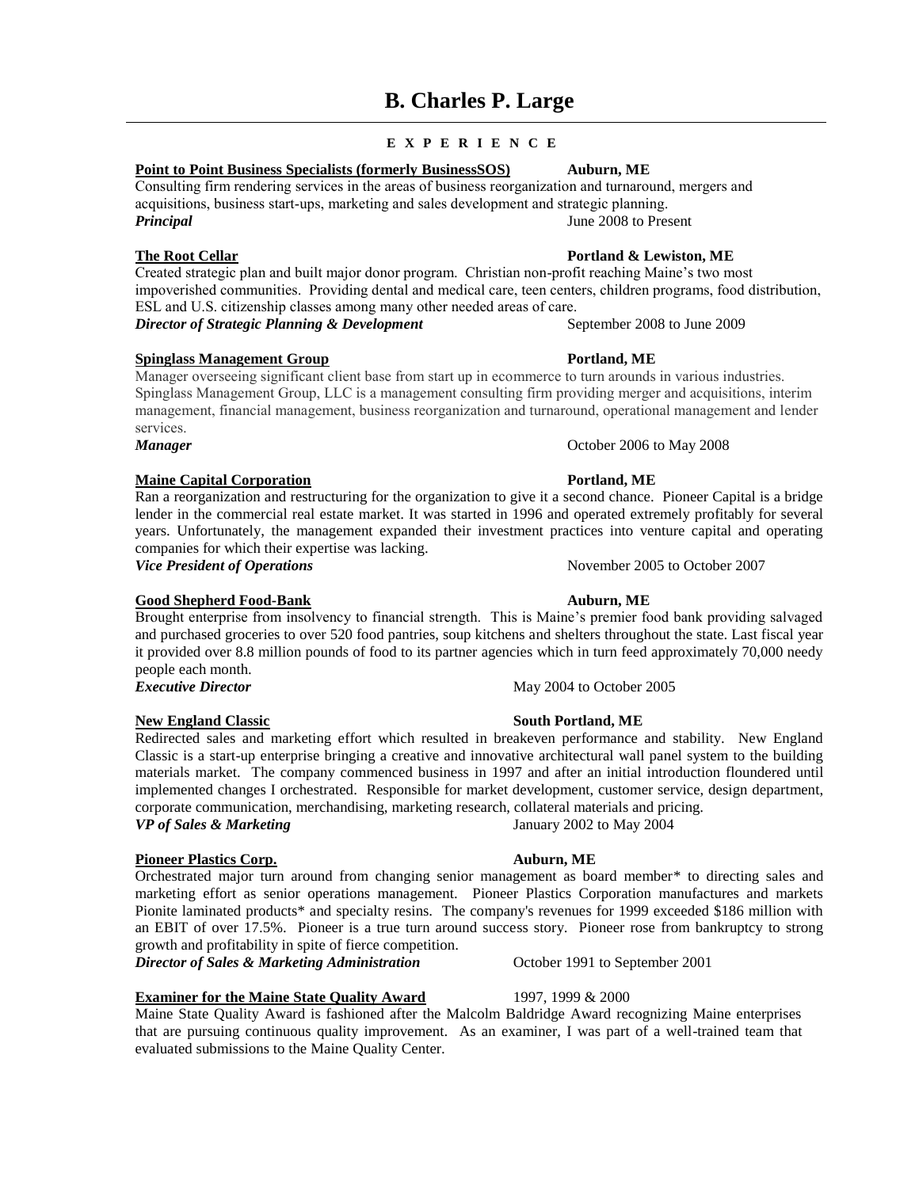# B. Charles P. Large

---

**E X P E R I E N C E**

**Point to Point Business Specialists (formerly BusinessSOS)** **Auburn, ME**
Consulting firm rendering services in the areas of business reorganization and turnaround, mergers and acquisitions, business start-ups, marketing and sales development and strategic planning.
***Principal*** June 2008 to Present

**The Root Cellar** **Portland & Lewiston, ME**
Created strategic plan and built major donor program. Christian non-profit reaching Maine's two most impoverished communities. Providing dental and medical care, teen centers, children programs, food distribution, ESL and U.S. citizenship classes among many other needed areas of care.
***Director of Strategic Planning & Development*** September 2008 to June 2009

**Spinglass Management Group** **Portland, ME**
Manager overseeing significant client base from start up in ecommerce to turn arounds in various industries. Spinglass Management Group, LLC is a management consulting firm providing merger and acquisitions, interim management, financial management, business reorganization and turnaround, operational management and lender services.
***Manager*** October 2006 to May 2008

**Maine Capital Corporation** **Portland, ME**
Ran a reorganization and restructuring for the organization to give it a second chance. Pioneer Capital is a bridge lender in the commercial real estate market. It was started in 1996 and operated extremely profitably for several years. Unfortunately, the management expanded their investment practices into venture capital and operating companies for which their expertise was lacking.
***Vice President of Operations*** November 2005 to October 2007

**Good Shepherd Food-Bank** **Auburn, ME**
Brought enterprise from insolvency to financial strength. This is Maine's premier food bank providing salvaged and purchased groceries to over 520 food pantries, soup kitchens and shelters throughout the state. Last fiscal year it provided over 8.8 million pounds of food to its partner agencies which in turn feed approximately 70,000 needy people each month.
***Executive Director*** May 2004 to October 2005

**New England Classic** **South Portland, ME**
Redirected sales and marketing effort which resulted in breakeven performance and stability. New England Classic is a start-up enterprise bringing a creative and innovative architectural wall panel system to the building materials market. The company commenced business in 1997 and after an initial introduction floundered until implemented changes I orchestrated. Responsible for market development, customer service, design department, corporate communication, merchandising, marketing research, collateral materials and pricing.
***VP of Sales & Marketing*** January 2002 to May 2004

**Pioneer Plastics Corp.** **Auburn, ME**
Orchestrated major turn around from changing senior management as board member* to directing sales and marketing effort as senior operations management. Pioneer Plastics Corporation manufactures and markets Pionite laminated products* and specialty resins. The company's revenues for 1999 exceeded $186 million with an EBIT of over 17.5%. Pioneer is a true turn around success story. Pioneer rose from bankruptcy to strong growth and profitability in spite of fierce competition.
***Director of Sales & Marketing Administration*** October 1991 to September 2001

**Examiner for the Maine State Quality Award** 1997, 1999 & 2000
Maine State Quality Award is fashioned after the Malcolm Baldridge Award recognizing Maine enterprises that are pursuing continuous quality improvement. As an examiner, I was part of a well-trained team that evaluated submissions to the Maine Quality Center.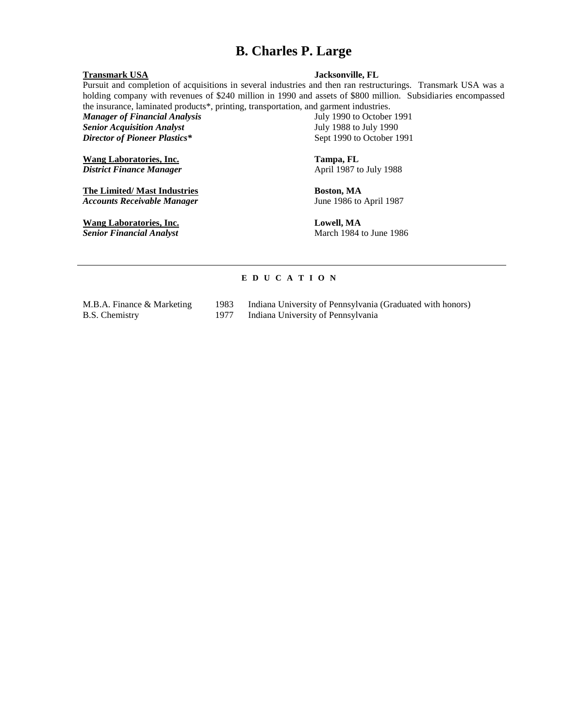# B. Charles P. Large

**Transmark USA** — **Jacksonville, FL**

Pursuit and completion of acquisitions in several industries and then ran restructurings. Transmark USA was a holding company with revenues of $240 million in 1990 and assets of $800 million. Subsidiaries encompassed the insurance, laminated products*, printing, transportation, and garment industries.

***Manager of Financial Analysis*** — July 1990 to October 1991
***Senior Acquisition Analyst*** — July 1988 to July 1990
***Director of Pioneer Plastics**** — Sept 1990 to October 1991

**Wang Laboratories, Inc.** — **Tampa, FL**
***District Finance Manager*** — April 1987 to July 1988

**The Limited/ Mast Industries** — **Boston, MA**
***Accounts Receivable Manager*** — June 1986 to April 1987

**Wang Laboratories, Inc.** — **Lowell, MA**
***Senior Financial Analyst*** — March 1984 to June 1986

---

## E D U C A T I O N

| | | |
|---|---|---|
| M.B.A. Finance & Marketing | 1983 | Indiana University of Pennsylvania (Graduated with honors) |
| B.S. Chemistry | 1977 | Indiana University of Pennsylvania |